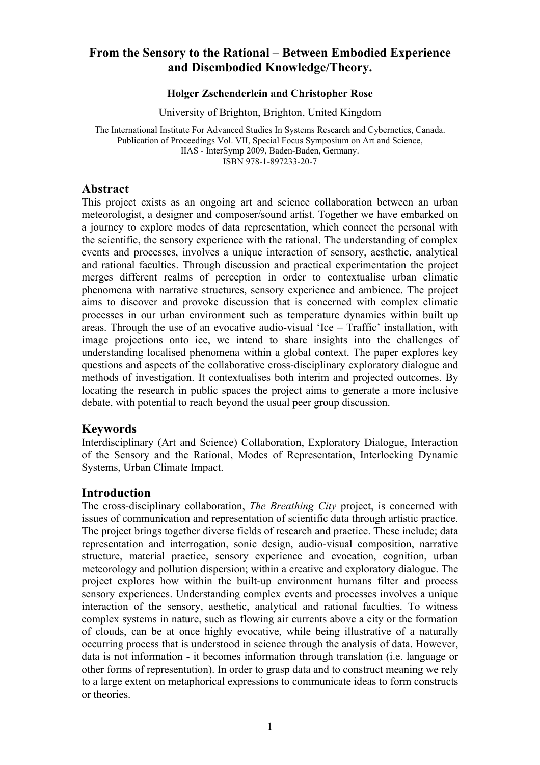# From the Sensory to the Rational – Between Embodied Experience and Disembodied Knowledge/Theory.

**Holger Zschenderlein and Christopher Rose**

University of Brighton, Brighton, United Kingdom

The International Institute For Advanced Studies In Systems Research and Cybernetics, Canada.
Publication of Proceedings Vol. VII, Special Focus Symposium on Art and Science,
IIAS - InterSymp 2009, Baden-Baden, Germany.
ISBN 978-1-897233-20-7

## Abstract

This project exists as an ongoing art and science collaboration between an urban meteorologist, a designer and composer/sound artist. Together we have embarked on a journey to explore modes of data representation, which connect the personal with the scientific, the sensory experience with the rational. The understanding of complex events and processes, involves a unique interaction of sensory, aesthetic, analytical and rational faculties. Through discussion and practical experimentation the project merges different realms of perception in order to contextualise urban climatic phenomena with narrative structures, sensory experience and ambience. The project aims to discover and provoke discussion that is concerned with complex climatic processes in our urban environment such as temperature dynamics within built up areas. Through the use of an evocative audio-visual 'Ice – Traffic' installation, with image projections onto ice, we intend to share insights into the challenges of understanding localised phenomena within a global context. The paper explores key questions and aspects of the collaborative cross-disciplinary exploratory dialogue and methods of investigation. It contextualises both interim and projected outcomes. By locating the research in public spaces the project aims to generate a more inclusive debate, with potential to reach beyond the usual peer group discussion.

## Keywords

Interdisciplinary (Art and Science) Collaboration, Exploratory Dialogue, Interaction of the Sensory and the Rational, Modes of Representation, Interlocking Dynamic Systems, Urban Climate Impact.

## Introduction

The cross-disciplinary collaboration, *The Breathing City* project, is concerned with issues of communication and representation of scientific data through artistic practice. The project brings together diverse fields of research and practice. These include; data representation and interrogation, sonic design, audio-visual composition, narrative structure, material practice, sensory experience and evocation, cognition, urban meteorology and pollution dispersion; within a creative and exploratory dialogue. The project explores how within the built-up environment humans filter and process sensory experiences. Understanding complex events and processes involves a unique interaction of the sensory, aesthetic, analytical and rational faculties. To witness complex systems in nature, such as flowing air currents above a city or the formation of clouds, can be at once highly evocative, while being illustrative of a naturally occurring process that is understood in science through the analysis of data. However, data is not information - it becomes information through translation (i.e. language or other forms of representation). In order to grasp data and to construct meaning we rely to a large extent on metaphorical expressions to communicate ideas to form constructs or theories.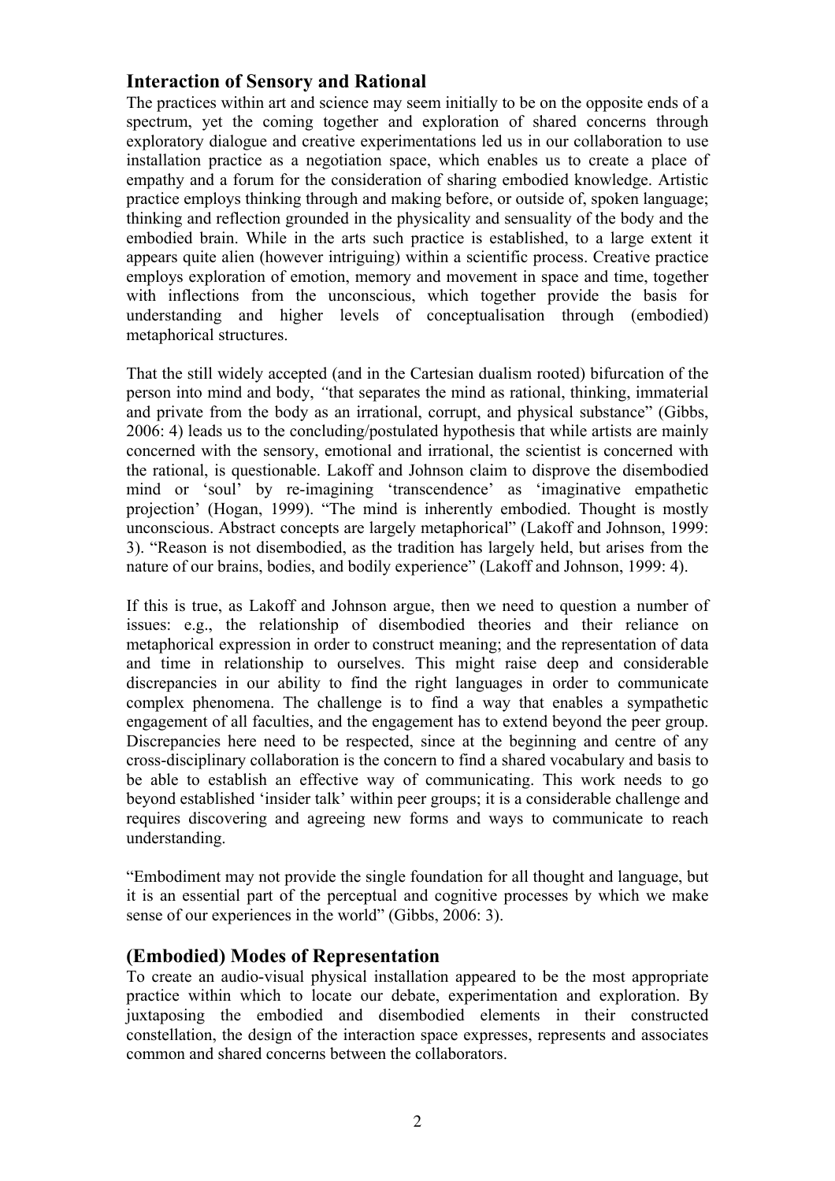## Interaction of Sensory and Rational

The practices within art and science may seem initially to be on the opposite ends of a spectrum, yet the coming together and exploration of shared concerns through exploratory dialogue and creative experimentations led us in our collaboration to use installation practice as a negotiation space, which enables us to create a place of empathy and a forum for the consideration of sharing embodied knowledge. Artistic practice employs thinking through and making before, or outside of, spoken language; thinking and reflection grounded in the physicality and sensuality of the body and the embodied brain. While in the arts such practice is established, to a large extent it appears quite alien (however intriguing) within a scientific process. Creative practice employs exploration of emotion, memory and movement in space and time, together with inflections from the unconscious, which together provide the basis for understanding and higher levels of conceptualisation through (embodied) metaphorical structures.

That the still widely accepted (and in the Cartesian dualism rooted) bifurcation of the person into mind and body, *"*that separates the mind as rational, thinking, immaterial and private from the body as an irrational, corrupt, and physical substance" (Gibbs, 2006: 4) leads us to the concluding/postulated hypothesis that while artists are mainly concerned with the sensory, emotional and irrational, the scientist is concerned with the rational, is questionable. Lakoff and Johnson claim to disprove the disembodied mind or 'soul' by re-imagining 'transcendence' as 'imaginative empathetic projection' (Hogan, 1999). "The mind is inherently embodied. Thought is mostly unconscious. Abstract concepts are largely metaphorical" (Lakoff and Johnson, 1999: 3). "Reason is not disembodied, as the tradition has largely held, but arises from the nature of our brains, bodies, and bodily experience" (Lakoff and Johnson, 1999: 4).

If this is true, as Lakoff and Johnson argue, then we need to question a number of issues: e.g., the relationship of disembodied theories and their reliance on metaphorical expression in order to construct meaning; and the representation of data and time in relationship to ourselves. This might raise deep and considerable discrepancies in our ability to find the right languages in order to communicate complex phenomena. The challenge is to find a way that enables a sympathetic engagement of all faculties, and the engagement has to extend beyond the peer group. Discrepancies here need to be respected, since at the beginning and centre of any cross-disciplinary collaboration is the concern to find a shared vocabulary and basis to be able to establish an effective way of communicating. This work needs to go beyond established 'insider talk' within peer groups; it is a considerable challenge and requires discovering and agreeing new forms and ways to communicate to reach understanding.

"Embodiment may not provide the single foundation for all thought and language, but it is an essential part of the perceptual and cognitive processes by which we make sense of our experiences in the world" (Gibbs, 2006: 3).

## (Embodied) Modes of Representation

To create an audio-visual physical installation appeared to be the most appropriate practice within which to locate our debate, experimentation and exploration. By juxtaposing the embodied and disembodied elements in their constructed constellation, the design of the interaction space expresses, represents and associates common and shared concerns between the collaborators.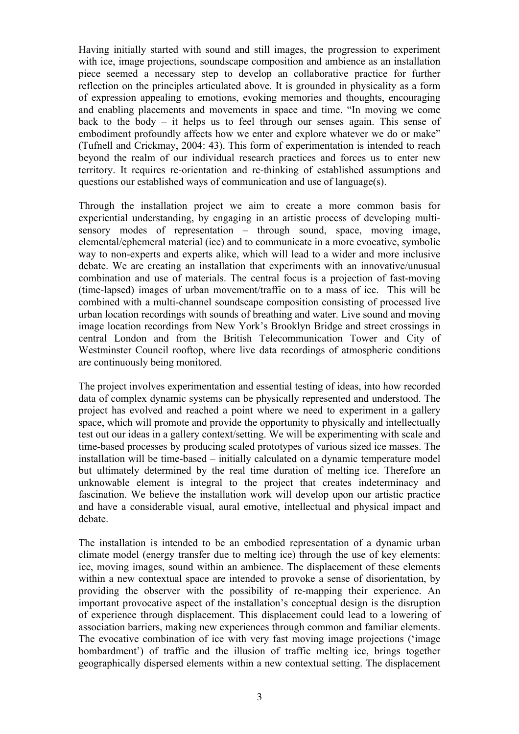Having initially started with sound and still images, the progression to experiment with ice, image projections, soundscape composition and ambience as an installation piece seemed a necessary step to develop an collaborative practice for further reflection on the principles articulated above. It is grounded in physicality as a form of expression appealing to emotions, evoking memories and thoughts, encouraging and enabling placements and movements in space and time. "In moving we come back to the body – it helps us to feel through our senses again. This sense of embodiment profoundly affects how we enter and explore whatever we do or make" (Tufnell and Crickmay, 2004: 43). This form of experimentation is intended to reach beyond the realm of our individual research practices and forces us to enter new territory. It requires re-orientation and re-thinking of established assumptions and questions our established ways of communication and use of language(s).

Through the installation project we aim to create a more common basis for experiential understanding, by engaging in an artistic process of developing multi-sensory modes of representation – through sound, space, moving image, elemental/ephemeral material (ice) and to communicate in a more evocative, symbolic way to non-experts and experts alike, which will lead to a wider and more inclusive debate. We are creating an installation that experiments with an innovative/unusual combination and use of materials. The central focus is a projection of fast-moving (time-lapsed) images of urban movement/traffic on to a mass of ice. This will be combined with a multi-channel soundscape composition consisting of processed live urban location recordings with sounds of breathing and water. Live sound and moving image location recordings from New York's Brooklyn Bridge and street crossings in central London and from the British Telecommunication Tower and City of Westminster Council rooftop, where live data recordings of atmospheric conditions are continuously being monitored.

The project involves experimentation and essential testing of ideas, into how recorded data of complex dynamic systems can be physically represented and understood. The project has evolved and reached a point where we need to experiment in a gallery space, which will promote and provide the opportunity to physically and intellectually test out our ideas in a gallery context/setting. We will be experimenting with scale and time-based processes by producing scaled prototypes of various sized ice masses. The installation will be time-based – initially calculated on a dynamic temperature model but ultimately determined by the real time duration of melting ice. Therefore an unknowable element is integral to the project that creates indeterminacy and fascination. We believe the installation work will develop upon our artistic practice and have a considerable visual, aural emotive, intellectual and physical impact and debate.

The installation is intended to be an embodied representation of a dynamic urban climate model (energy transfer due to melting ice) through the use of key elements: ice, moving images, sound within an ambience. The displacement of these elements within a new contextual space are intended to provoke a sense of disorientation, by providing the observer with the possibility of re-mapping their experience. An important provocative aspect of the installation's conceptual design is the disruption of experience through displacement. This displacement could lead to a lowering of association barriers, making new experiences through common and familiar elements. The evocative combination of ice with very fast moving image projections ('image bombardment') of traffic and the illusion of traffic melting ice, brings together geographically dispersed elements within a new contextual setting. The displacement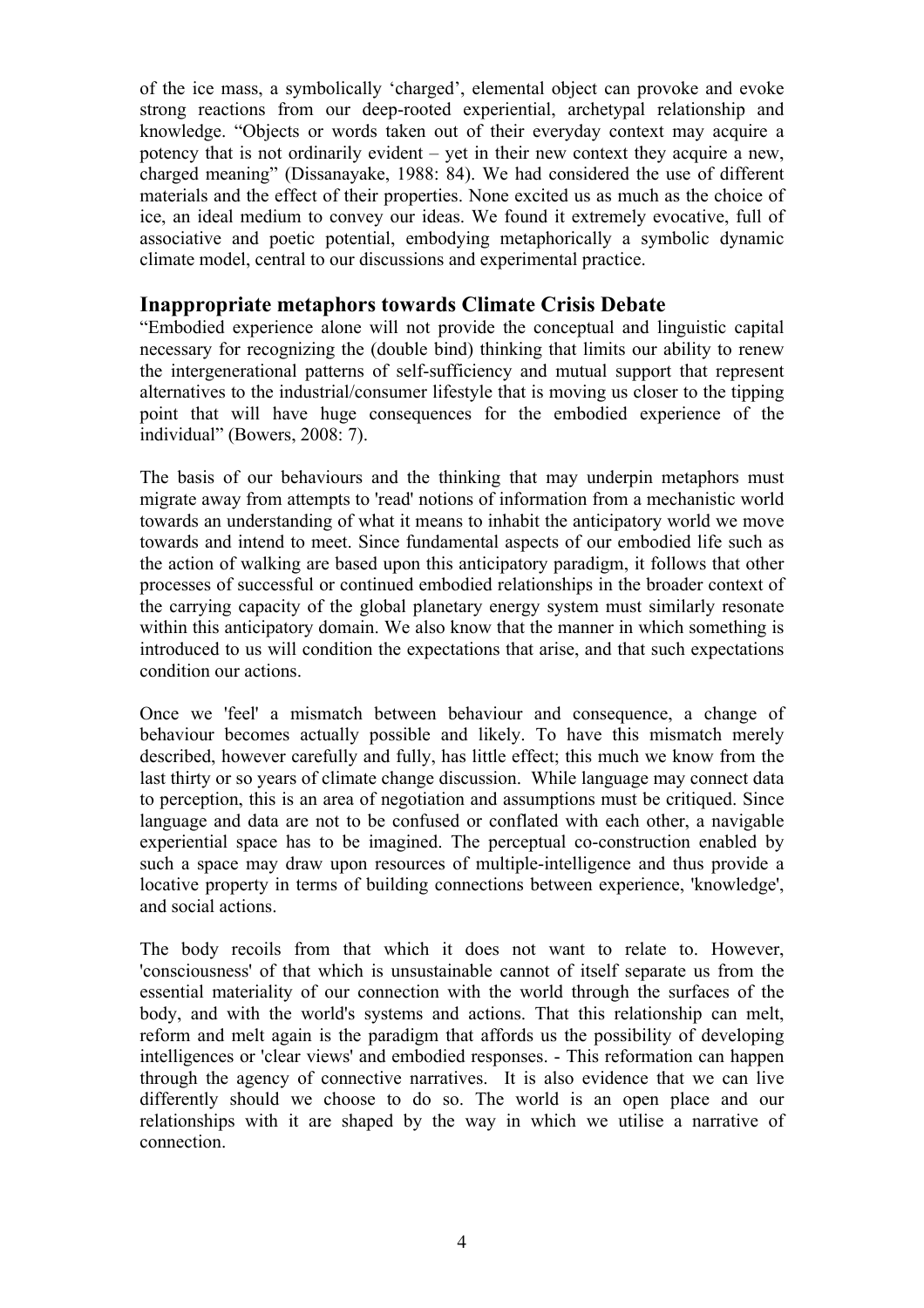of the ice mass, a symbolically 'charged', elemental object can provoke and evoke strong reactions from our deep-rooted experiential, archetypal relationship and knowledge. "Objects or words taken out of their everyday context may acquire a potency that is not ordinarily evident – yet in their new context they acquire a new, charged meaning" (Dissanayake, 1988: 84). We had considered the use of different materials and the effect of their properties. None excited us as much as the choice of ice, an ideal medium to convey our ideas. We found it extremely evocative, full of associative and poetic potential, embodying metaphorically a symbolic dynamic climate model, central to our discussions and experimental practice.

## Inappropriate metaphors towards Climate Crisis Debate

"Embodied experience alone will not provide the conceptual and linguistic capital necessary for recognizing the (double bind) thinking that limits our ability to renew the intergenerational patterns of self-sufficiency and mutual support that represent alternatives to the industrial/consumer lifestyle that is moving us closer to the tipping point that will have huge consequences for the embodied experience of the individual" (Bowers, 2008: 7).

The basis of our behaviours and the thinking that may underpin metaphors must migrate away from attempts to 'read' notions of information from a mechanistic world towards an understanding of what it means to inhabit the anticipatory world we move towards and intend to meet. Since fundamental aspects of our embodied life such as the action of walking are based upon this anticipatory paradigm, it follows that other processes of successful or continued embodied relationships in the broader context of the carrying capacity of the global planetary energy system must similarly resonate within this anticipatory domain. We also know that the manner in which something is introduced to us will condition the expectations that arise, and that such expectations condition our actions.

Once we 'feel' a mismatch between behaviour and consequence, a change of behaviour becomes actually possible and likely. To have this mismatch merely described, however carefully and fully, has little effect; this much we know from the last thirty or so years of climate change discussion. While language may connect data to perception, this is an area of negotiation and assumptions must be critiqued. Since language and data are not to be confused or conflated with each other, a navigable experiential space has to be imagined. The perceptual co-construction enabled by such a space may draw upon resources of multiple-intelligence and thus provide a locative property in terms of building connections between experience, 'knowledge', and social actions.

The body recoils from that which it does not want to relate to. However, 'consciousness' of that which is unsustainable cannot of itself separate us from the essential materiality of our connection with the world through the surfaces of the body, and with the world's systems and actions. That this relationship can melt, reform and melt again is the paradigm that affords us the possibility of developing intelligences or 'clear views' and embodied responses. - This reformation can happen through the agency of connective narratives. It is also evidence that we can live differently should we choose to do so. The world is an open place and our relationships with it are shaped by the way in which we utilise a narrative of connection.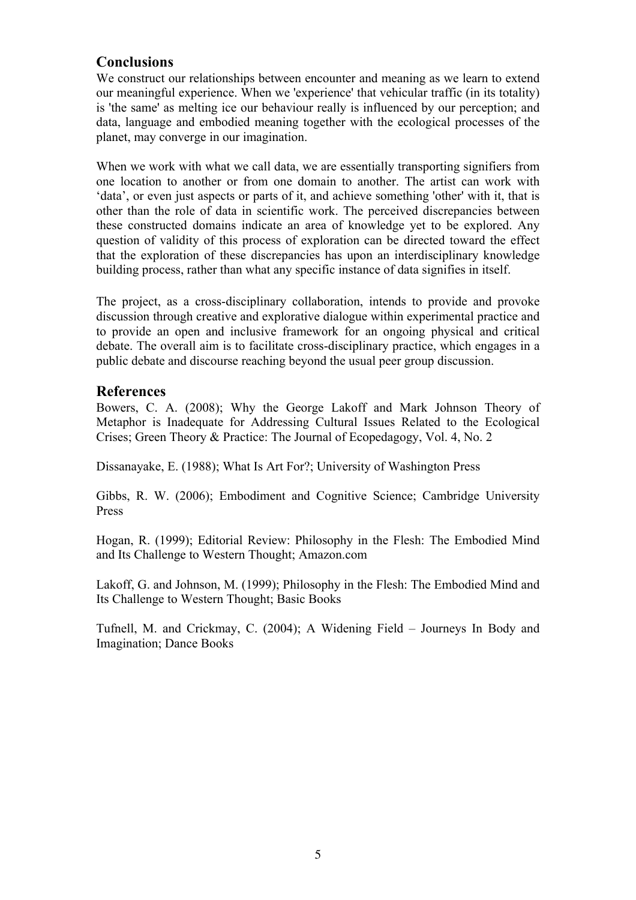## Conclusions

We construct our relationships between encounter and meaning as we learn to extend our meaningful experience. When we 'experience' that vehicular traffic (in its totality) is 'the same' as melting ice our behaviour really is influenced by our perception; and data, language and embodied meaning together with the ecological processes of the planet, may converge in our imagination.

When we work with what we call data, we are essentially transporting signifiers from one location to another or from one domain to another. The artist can work with 'data', or even just aspects or parts of it, and achieve something 'other' with it, that is other than the role of data in scientific work. The perceived discrepancies between these constructed domains indicate an area of knowledge yet to be explored. Any question of validity of this process of exploration can be directed toward the effect that the exploration of these discrepancies has upon an interdisciplinary knowledge building process, rather than what any specific instance of data signifies in itself.

The project, as a cross-disciplinary collaboration, intends to provide and provoke discussion through creative and explorative dialogue within experimental practice and to provide an open and inclusive framework for an ongoing physical and critical debate. The overall aim is to facilitate cross-disciplinary practice, which engages in a public debate and discourse reaching beyond the usual peer group discussion.

## References

Bowers, C. A. (2008); Why the George Lakoff and Mark Johnson Theory of Metaphor is Inadequate for Addressing Cultural Issues Related to the Ecological Crises; Green Theory & Practice: The Journal of Ecopedagogy, Vol. 4, No. 2

Dissanayake, E. (1988); What Is Art For?; University of Washington Press

Gibbs, R. W. (2006); Embodiment and Cognitive Science; Cambridge University Press

Hogan, R. (1999); Editorial Review: Philosophy in the Flesh: The Embodied Mind and Its Challenge to Western Thought; Amazon.com

Lakoff, G. and Johnson, M. (1999); Philosophy in the Flesh: The Embodied Mind and Its Challenge to Western Thought; Basic Books

Tufnell, M. and Crickmay, C. (2004); A Widening Field – Journeys In Body and Imagination; Dance Books